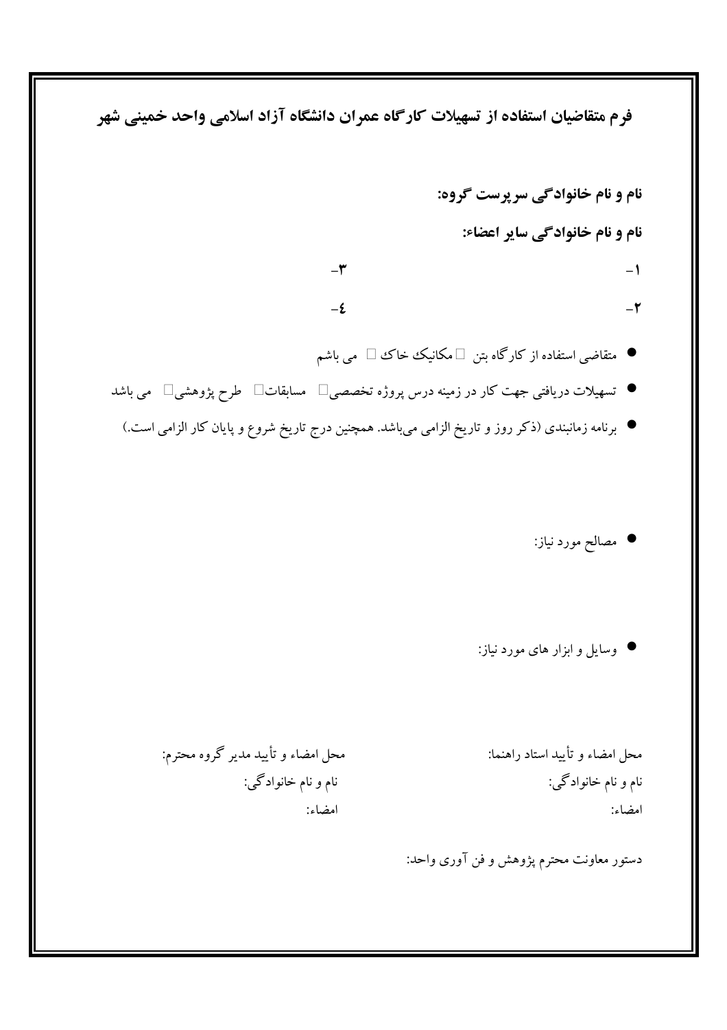## فرم متقاضیان استفاده از تسهیلات کارگاه عمران دانشگاه آزاد اسلامی واحد خمینی شهر

**نام و نام خانوادگی سرپرست گروه:**

**نام و نام خانوادگی سایر اعضاء:**

۱-　　　　　　　　　　　　　　　　　　۳-

۲-　　　　　　　　　　　　　　　　　　٤-

- متقاضی استفاده از کارگاه بتن ☐ مکانیک خاک ☐ می باشم
- تسهیلات دریافتی جهت کار در زمینه درس پروژه تخصصی☐ مسابقات☐ طرح پژوهشی☐ می باشد
- برنامه زمانبندی (ذکر روز و تاریخ الزامی می‌باشد. همچنین درج تاریخ شروع و پایان کار الزامی است.)

- مصالح مورد نیاز:

- وسایل و ابزار های مورد نیاز:

محل امضاء و تأیید استاد راهنما:　　　　　　　　محل امضاء و تأیید مدیر گروه محترم:

نام و نام خانوادگی:　　　　　　　　　　　　نام و نام خانوادگی:

امضاء:　　　　　　　　　　　　　　　　　امضاء:

دستور معاونت محترم پژوهش و فن آوری واحد: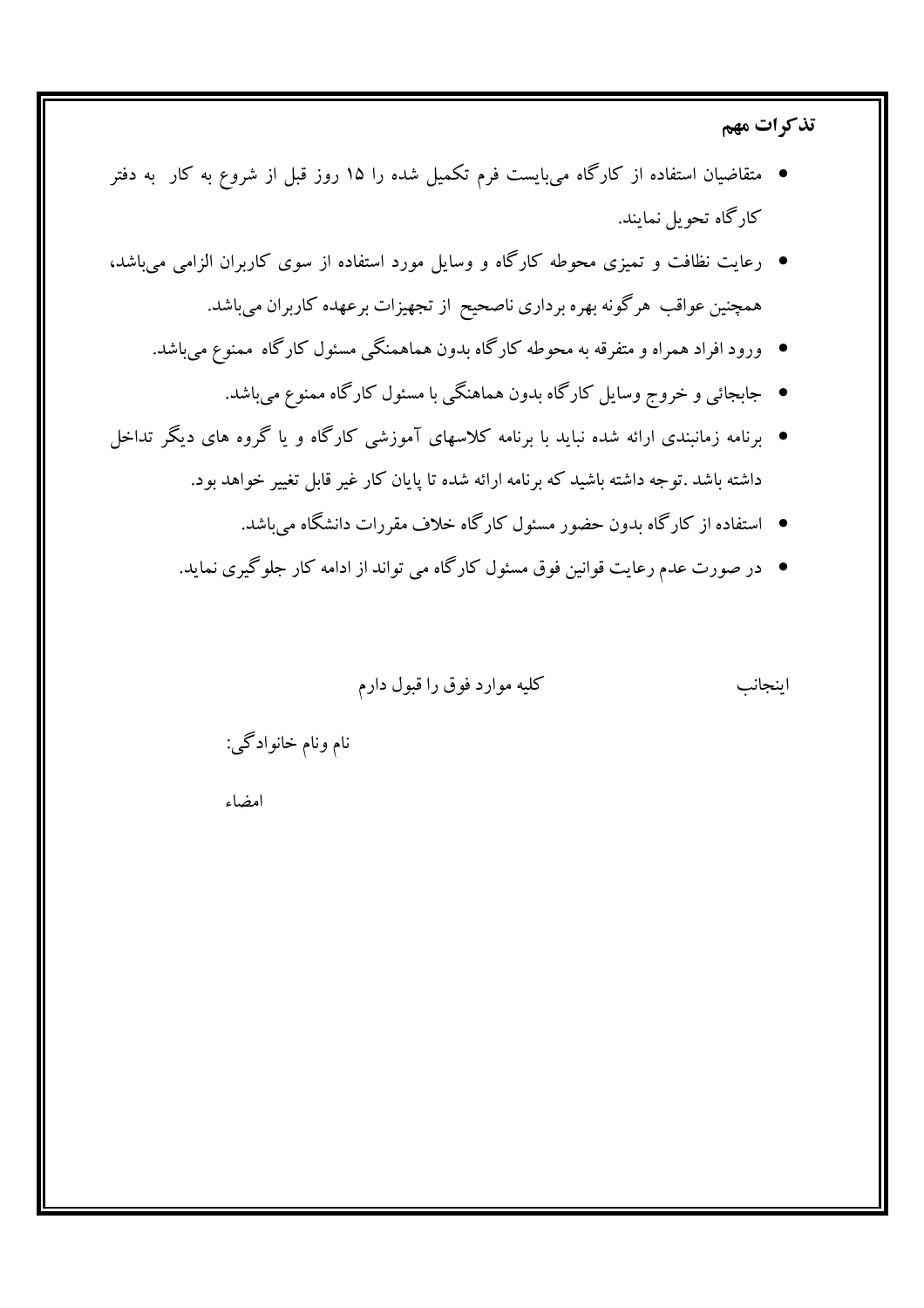**تذکرات مهم**

- متقاضیان استفاده از کارگاه می‌بایست فرم تکمیل شده را ۱۵ روز قبل از شروع به کار به دفتر کارگاه تحویل نمایند.
- رعایت نظافت و تمیزی محوطه کارگاه و وسایل مورد استفاده از سوی کاربران الزامی می‌باشد، همچنین عواقب هرگونه بهره برداری ناصحیح از تجهیزات برعهده کاربران می‌باشد.
- ورود افراد همراه و متفرقه به محوطه کارگاه بدون هماهنگی مسئول کارگاه ممنوع می‌باشد.
- جابجائی و خروج وسایل کارگاه بدون هماهنگی با مسئول کارگاه ممنوع می‌باشد.
- برنامه زمانبندی ارائه شده نباید با برنامه کلاسهای آموزشی کارگاه و یا گروه های دیگر تداخل داشته باشد .توجه داشته باشید که برنامه ارائه شده تا پایان کار غیر قابل تغییر خواهد بود.
- استفاده از کارگاه بدون حضور مسئول کارگاه خلاف مقررات دانشگاه می‌باشد.
- در صورت عدم رعایت قوانین فوق مسئول کارگاه می تواند از ادامه کار جلوگیری نماید.

اینجانب                    کلیه موارد فوق را قبول دارم

نام ونام خانوادگی:

امضاء